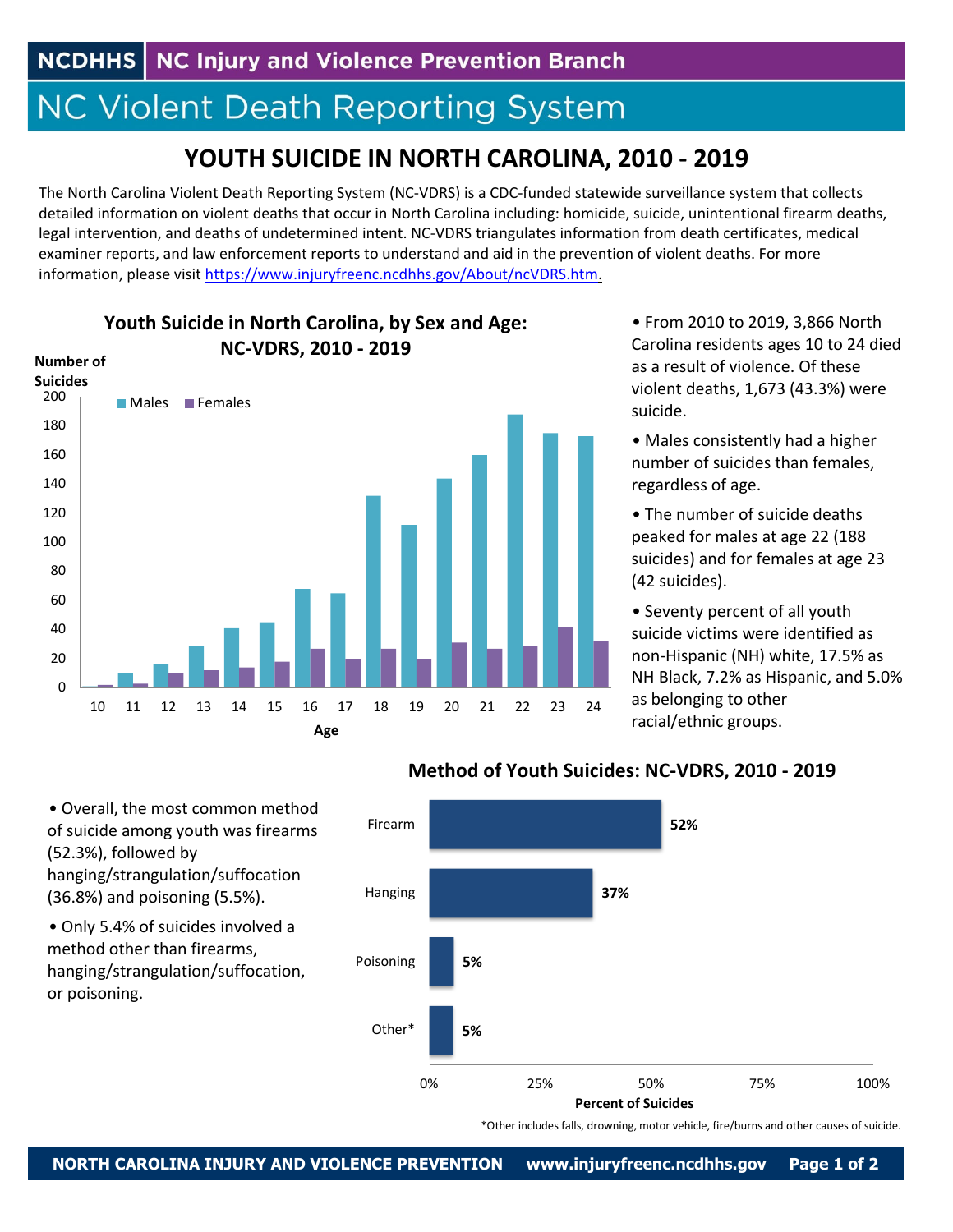NCDHHS | NC Injury and Violence Prevention Branch

# NC Violent Death Reporting System

## YOUTH SUICIDE IN NORTH CAROLINA, 2010 - 2019

The North Carolina Violent Death Reporting System (NC-VDRS) is a CDC-funded statewide surveillance system that collects detailed information on violent deaths that occur in North Carolina including: homicide, suicide, unintentional firearm deaths, legal intervention, and deaths of undetermined intent. NC-VDRS triangulates information from death certificates, medical examiner reports, and law enforcement reports to understand and aid in the prevention of violent deaths. For more information, please visit https://www.injuryfreenc.ncdhhs.gov/About/ncVDRS.htm.

### Youth Suicide in North Carolina, by Sex and Age: NC-VDRS, 2010 - 2019

Number of Suicides (chart values approximate)

| Age | Males | Females |
|---|---|---|
| 10 | 1 | 2 |
| 11 | 10 | 3 |
| 12 | 16 | 10 |
| 13 | 29 | 12 |
| 14 | 41 | 14 |
| 15 | 45 | 18 |
| 16 | 68 | 27 |
| 17 | 65 | 20 |
| 18 | 132 | 27 |
| 19 | 112 | 20 |
| 20 | 144 | 31 |
| 21 | 160 | 27 |
| 22 | 188 | 29 |
| 23 | 175 | 42 |
| 24 | 173 | 32 |

- From 2010 to 2019, 3,866 North Carolina residents ages 10 to 24 died as a result of violence. Of these violent deaths, 1,673 (43.3%) were suicide.
- Males consistently had a higher number of suicides than females, regardless of age.
- The number of suicide deaths peaked for males at age 22 (188 suicides) and for females at age 23 (42 suicides).
- Seventy percent of all youth suicide victims were identified as non-Hispanic (NH) white, 17.5% as NH Black, 7.2% as Hispanic, and 5.0% as belonging to other racial/ethnic groups.

### Method of Youth Suicides: NC-VDRS, 2010 - 2019

| Method | Percent of Suicides |
|---|---|
| Firearm | 52% |
| Hanging | 37% |
| Poisoning | 5% |
| Other* | 5% |

*Other includes falls, drowning, motor vehicle, fire/burns and other causes of suicide.

- Overall, the most common method of suicide among youth was firearms (52.3%), followed by hanging/strangulation/suffocation (36.8%) and poisoning (5.5%).
- Only 5.4% of suicides involved a method other than firearms, hanging/strangulation/suffocation, or poisoning.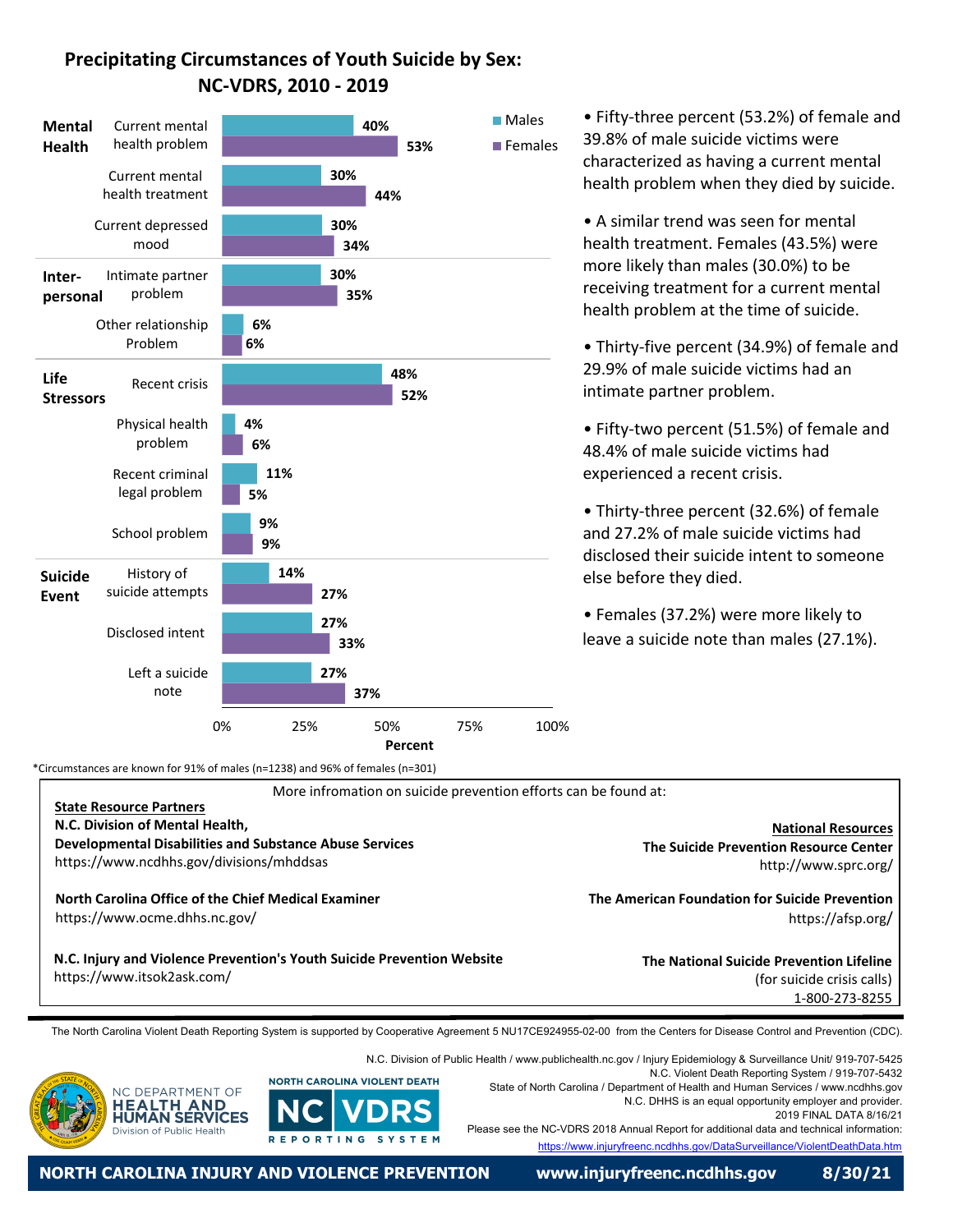## Precipitating Circumstances of Youth Suicide by Sex: NC-VDRS, 2010 - 2019

Males
Females

Mental Health
Current mental health problem 40% 53%
Current mental health treatment 30% 44%
Current depressed mood 30% 34%

Inter-personal
Intimate partner problem 30% 35%
Other relationship Problem 6% 6%

Life Stressors
Recent crisis 48% 52%
Physical health problem 4% 6%
Recent criminal legal problem 11% 5%
School problem 9% 9%

Suicide Event
History of suicide attempts 14% 27%
Disclosed intent 27% 33%
Left a suicide note 27% 37%

0% 25% 50% 75% 100%
Percent

- Fifty-three percent (53.2%) of female and 39.8% of male suicide victims were characterized as having a current mental health problem when they died by suicide.
- A similar trend was seen for mental health treatment. Females (43.5%) were more likely than males (30.0%) to be receiving treatment for a current mental health problem at the time of suicide.
- Thirty-five percent (34.9%) of female and 29.9% of male suicide victims had an intimate partner problem.
- Fifty-two percent (51.5%) of female and 48.4% of male suicide victims had experienced a recent crisis.
- Thirty-three percent (32.6%) of female and 27.2% of male suicide victims had disclosed their suicide intent to someone else before they died.
- Females (37.2%) were more likely to leave a suicide note than males (27.1%).

*Circumstances are known for 91% of males (n=1238) and 96% of females (n=301)

More infromation on suicide prevention efforts can be found at:

**State Resource Partners**

**N.C. Division of Mental Health, Developmental Disabilities and Substance Abuse Services**
https://www.ncdhhs.gov/divisions/mhddsas

**North Carolina Office of the Chief Medical Examiner**
https://www.ocme.dhhs.nc.gov/

**N.C. Injury and Violence Prevention's Youth Suicide Prevention Website**
https://www.itsok2ask.com/

**National Resources**

**The Suicide Prevention Resource Center**
http://www.sprc.org/

**The American Foundation for Suicide Prevention**
https://afsp.org/

**The National Suicide Prevention Lifeline**
(for suicide crisis calls)
1-800-273-8255

The North Carolina Violent Death Reporting System is supported by Cooperative Agreement 5 NU17CE924955-02-00 from the Centers for Disease Control and Prevention (CDC).

N.C. Division of Public Health / www.publichealth.nc.gov / Injury Epidemiology & Surveillance Unit/ 919-707-5425
N.C. Violent Death Reporting System / 919-707-5432
State of North Carolina / Department of Health and Human Services / www.ncdhhs.gov
N.C. DHHS is an equal opportunity employer and provider.
2019 FINAL DATA 8/16/21
Please see the NC-VDRS 2018 Annual Report for additional data and technical information:
https://www.injuryfreenc.ncdhhs.gov/DataSurveillance/ViolentDeathData.htm

NC DEPARTMENT OF HEALTH AND HUMAN SERVICES Division of Public Health

NORTH CAROLINA VIOLENT DEATH NC VDRS REPORTING SYSTEM

NORTH CAROLINA INJURY AND VIOLENCE PREVENTION www.injuryfreenc.ncdhhs.gov 8/30/21